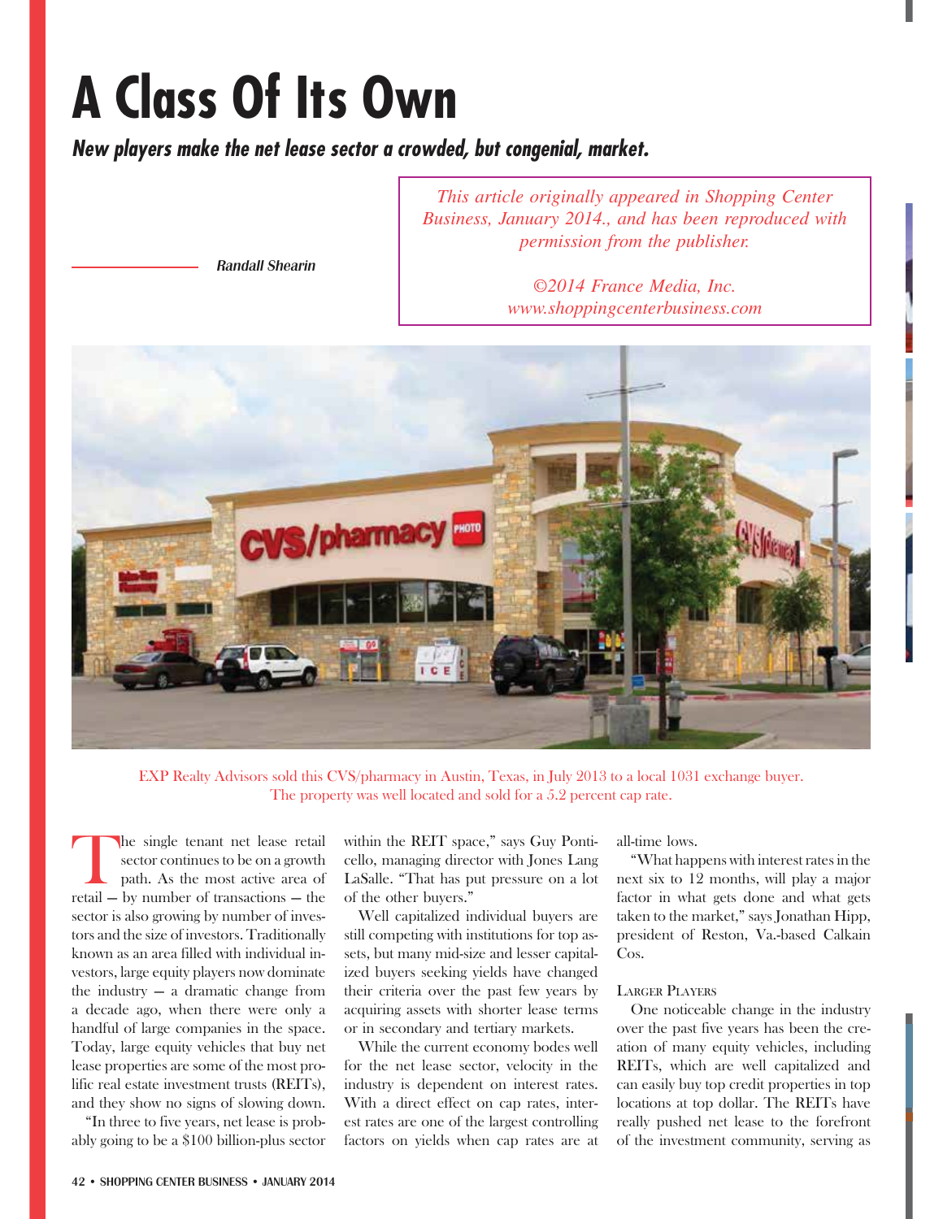# A Class Of Its Own

***New players make the net lease sector a crowded, but congenial, market.***

*This article originally appeared in Shopping Center Business, January 2014., and has been reproduced with permission from the publisher.*

*©2014 France Media, Inc.*
*www.shoppingcenterbusiness.com*

*Randall Shearin*

EXP Realty Advisors sold this CVS/pharmacy in Austin, Texas, in July 2013 to a local 1031 exchange buyer. The property was well located and sold for a 5.2 percent cap rate.

The single tenant net lease retail sector continues to be on a growth path. As the most active area of retail — by number of transactions — the sector is also growing by number of investors and the size of investors. Traditionally known as an area filled with individual investors, large equity players now dominate the industry — a dramatic change from a decade ago, when there were only a handful of large companies in the space. Today, large equity vehicles that buy net lease properties are some of the most prolific real estate investment trusts (REITs), and they show no signs of slowing down.

"In three to five years, net lease is probably going to be a $100 billion-plus sector within the REIT space," says Guy Ponticello, managing director with Jones Lang LaSalle. "That has put pressure on a lot of the other buyers."

Well capitalized individual buyers are still competing with institutions for top assets, but many mid-size and lesser capitalized buyers seeking yields have changed their criteria over the past few years by acquiring assets with shorter lease terms or in secondary and tertiary markets.

While the current economy bodes well for the net lease sector, velocity in the industry is dependent on interest rates. With a direct effect on cap rates, interest rates are one of the largest controlling factors on yields when cap rates are at all-time lows.

"What happens with interest rates in the next six to 12 months, will play a major factor in what gets done and what gets taken to the market," says Jonathan Hipp, president of Reston, Va.-based Calkain Cos.

### Larger Players

One noticeable change in the industry over the past five years has been the creation of many equity vehicles, including REITs, which are well capitalized and can easily buy top credit properties in top locations at top dollar. The REITs have really pushed net lease to the forefront of the investment community, serving as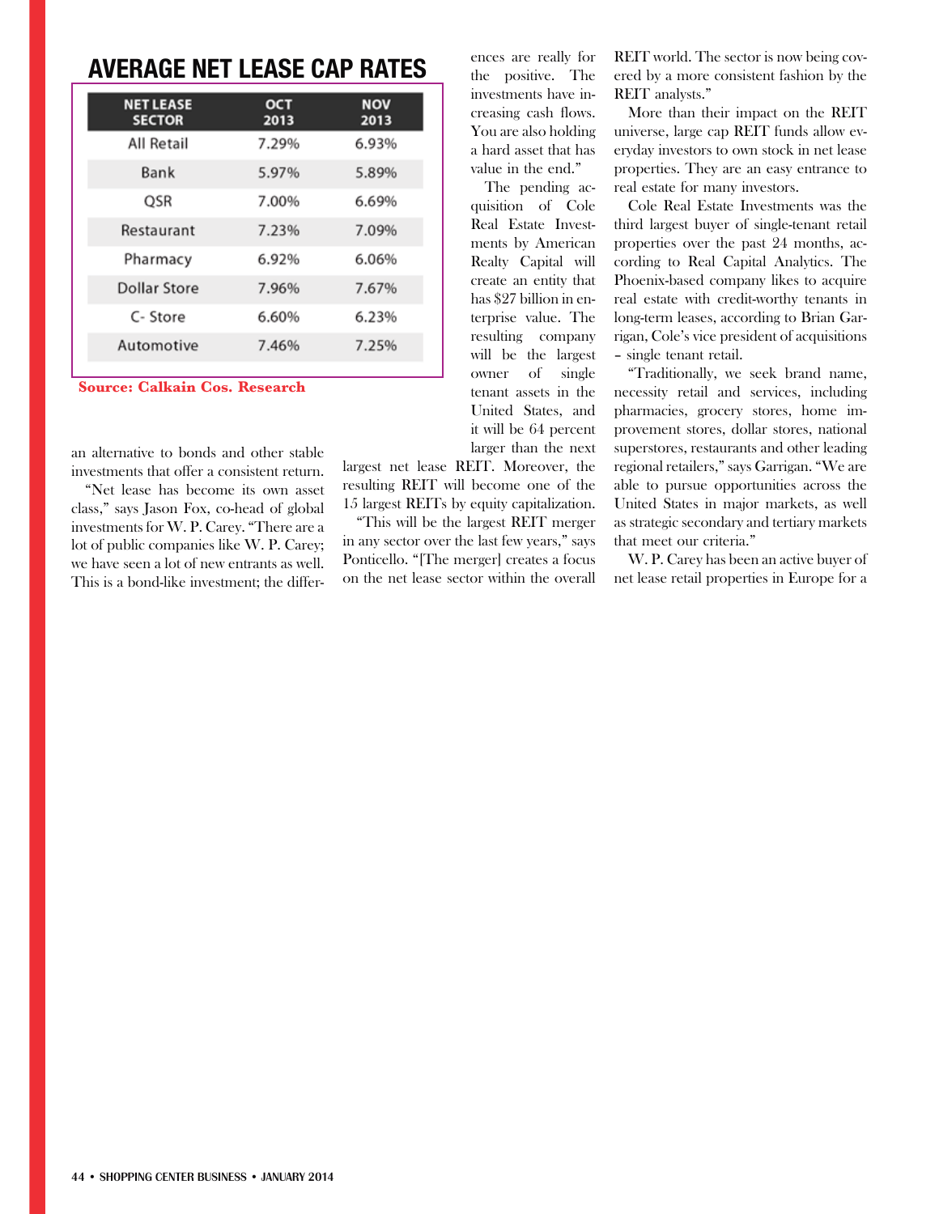## AVERAGE NET LEASE CAP RATES

| NET LEASE SECTOR | OCT 2013 | NOV 2013 |
|---|---|---|
| All Retail | 7.29% | 6.93% |
| Bank | 5.97% | 5.89% |
| QSR | 7.00% | 6.69% |
| Restaurant | 7.23% | 7.09% |
| Pharmacy | 6.92% | 6.06% |
| Dollar Store | 7.96% | 7.67% |
| C- Store | 6.60% | 6.23% |
| Automotive | 7.46% | 7.25% |

**Source: Calkain Cos. Research**

an alternative to bonds and other stable investments that offer a consistent return.

"Net lease has become its own asset class," says Jason Fox, co-head of global investments for W. P. Carey. "There are a lot of public companies like W. P. Carey; we have seen a lot of new entrants as well. This is a bond-like investment; the differences are really for the positive. The investments have increasing cash flows. You are also holding a hard asset that has value in the end."

The pending acquisition of Cole Real Estate Investments by American Realty Capital will create an entity that has $27 billion in enterprise value. The resulting company will be the largest owner of single tenant assets in the United States, and it will be 64 percent larger than the next largest net lease REIT. Moreover, the resulting REIT will become one of the 15 largest REITs by equity capitalization.

"This will be the largest REIT merger in any sector over the last few years," says Ponticello. "[The merger] creates a focus on the net lease sector within the overall REIT world. The sector is now being covered by a more consistent fashion by the REIT analysts."

More than their impact on the REIT universe, large cap REIT funds allow everyday investors to own stock in net lease properties. They are an easy entrance to real estate for many investors.

Cole Real Estate Investments was the third largest buyer of single-tenant retail properties over the past 24 months, according to Real Capital Analytics. The Phoenix-based company likes to acquire real estate with credit-worthy tenants in long-term leases, according to Brian Garrigan, Cole's vice president of acquisitions – single tenant retail.

"Traditionally, we seek brand name, necessity retail and services, including pharmacies, grocery stores, home improvement stores, dollar stores, national superstores, restaurants and other leading regional retailers," says Garrigan. "We are able to pursue opportunities across the United States in major markets, as well as strategic secondary and tertiary markets that meet our criteria."

W. P. Carey has been an active buyer of net lease retail properties in Europe for a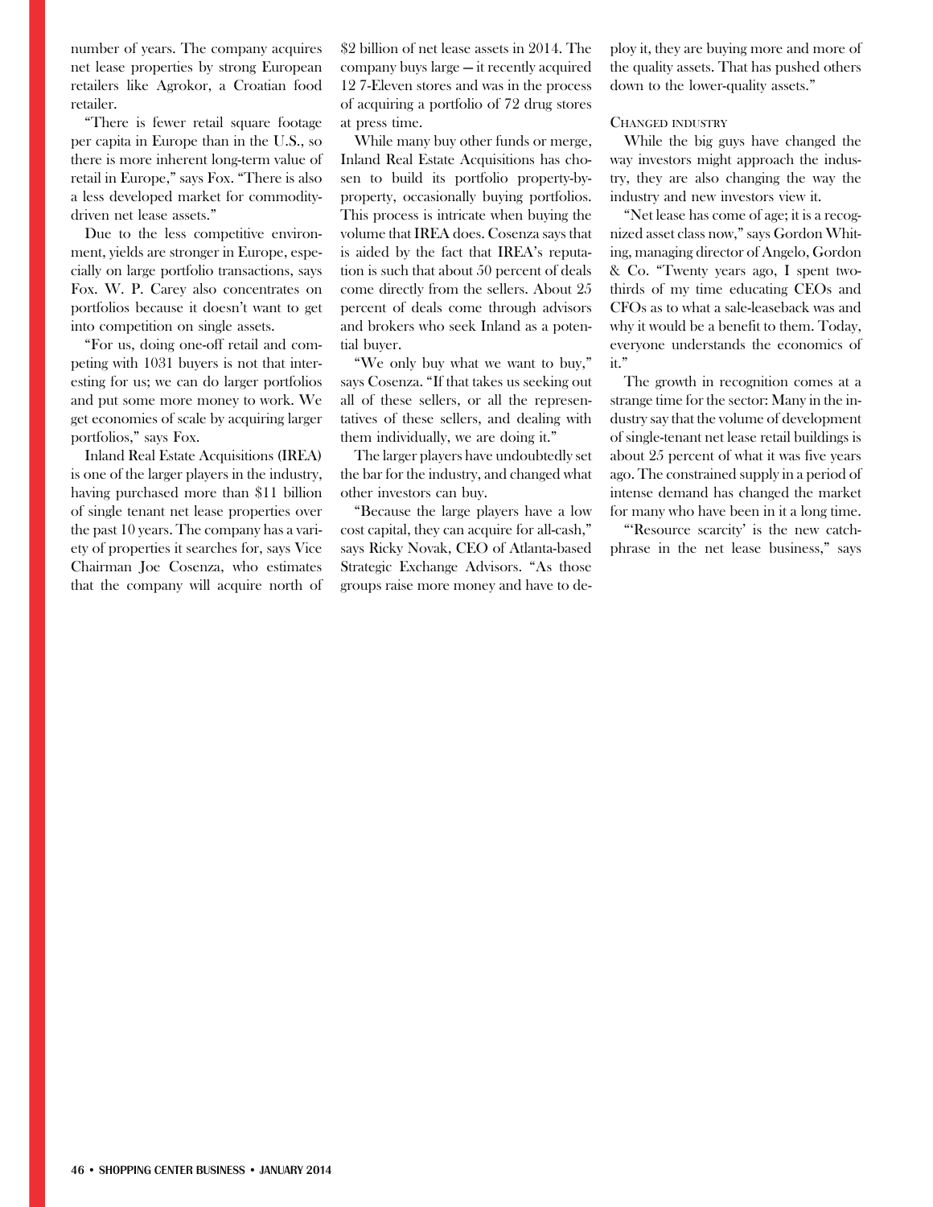number of years. The company acquires net lease properties by strong European retailers like Agrokor, a Croatian food retailer.

"There is fewer retail square footage per capita in Europe than in the U.S., so there is more inherent long-term value of retail in Europe," says Fox. "There is also a less developed market for commodity-driven net lease assets."

Due to the less competitive environment, yields are stronger in Europe, especially on large portfolio transactions, says Fox. W. P. Carey also concentrates on portfolios because it doesn't want to get into competition on single assets.

"For us, doing one-off retail and competing with 1031 buyers is not that interesting for us; we can do larger portfolios and put some more money to work. We get economies of scale by acquiring larger portfolios," says Fox.

Inland Real Estate Acquisitions (IREA) is one of the larger players in the industry, having purchased more than $11 billion of single tenant net lease properties over the past 10 years. The company has a variety of properties it searches for, says Vice Chairman Joe Cosenza, who estimates that the company will acquire north of $2 billion of net lease assets in 2014. The company buys large — it recently acquired 12 7-Eleven stores and was in the process of acquiring a portfolio of 72 drug stores at press time.

While many buy other funds or merge, Inland Real Estate Acquisitions has chosen to build its portfolio property-by-property, occasionally buying portfolios. This process is intricate when buying the volume that IREA does. Cosenza says that is aided by the fact that IREA's reputation is such that about 50 percent of deals come directly from the sellers. About 25 percent of deals come through advisors and brokers who seek Inland as a potential buyer.

"We only buy what we want to buy," says Cosenza. "If that takes us seeking out all of these sellers, or all the representatives of these sellers, and dealing with them individually, we are doing it."

The larger players have undoubtedly set the bar for the industry, and changed what other investors can buy.

"Because the large players have a low cost capital, they can acquire for all-cash," says Ricky Novak, CEO of Atlanta-based Strategic Exchange Advisors. "As those groups raise more money and have to deploy it, they are buying more and more of the quality assets. That has pushed others down to the lower-quality assets."

## Changed industry

While the big guys have changed the way investors might approach the industry, they are also changing the way the industry and new investors view it.

"Net lease has come of age; it is a recognized asset class now," says Gordon Whiting, managing director of Angelo, Gordon & Co. "Twenty years ago, I spent two-thirds of my time educating CEOs and CFOs as to what a sale-leaseback was and why it would be a benefit to them. Today, everyone understands the economics of it."

The growth in recognition comes at a strange time for the sector: Many in the industry say that the volume of development of single-tenant net lease retail buildings is about 25 percent of what it was five years ago. The constrained supply in a period of intense demand has changed the market for many who have been in it a long time.

"'Resource scarcity' is the new catchphrase in the net lease business," says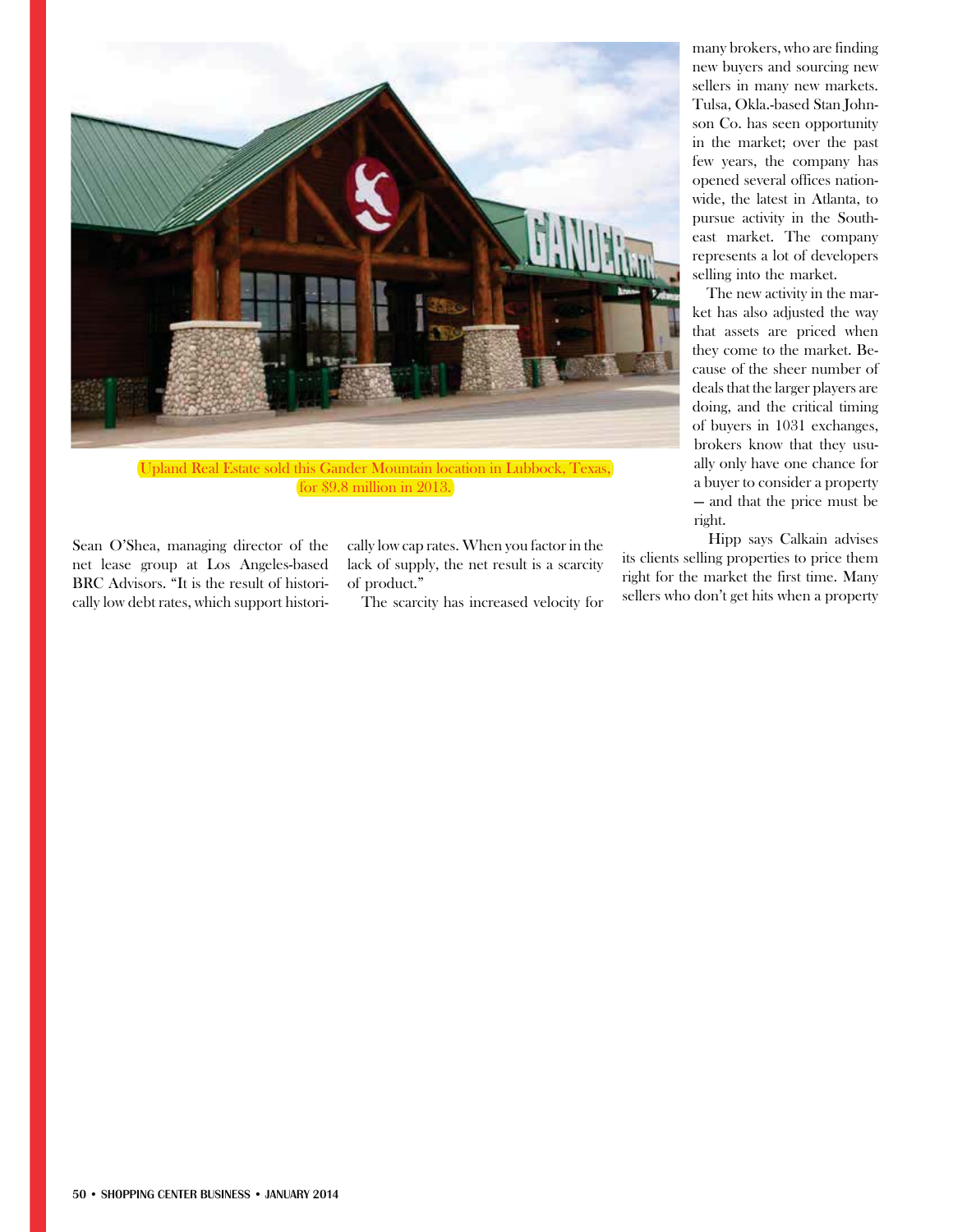Upland Real Estate sold this Gander Mountain location in Lubbock, Texas, for $9.8 million in 2013.

Sean O'Shea, managing director of the net lease group at Los Angeles-based BRC Advisors. "It is the result of historically low debt rates, which support historically low cap rates. When you factor in the lack of supply, the net result is a scarcity of product."

The scarcity has increased velocity for many brokers, who are finding new buyers and sourcing new sellers in many new markets. Tulsa, Okla.-based Stan Johnson Co. has seen opportunity in the market; over the past few years, the company has opened several offices nationwide, the latest in Atlanta, to pursue activity in the Southeast market. The company represents a lot of developers selling into the market.

The new activity in the market has also adjusted the way that assets are priced when they come to the market. Because of the sheer number of deals that the larger players are doing, and the critical timing of buyers in 1031 exchanges, brokers know that they usually only have one chance for a buyer to consider a property — and that the price must be right.

Hipp says Calkain advises its clients selling properties to price them right for the market the first time. Many sellers who don't get hits when a property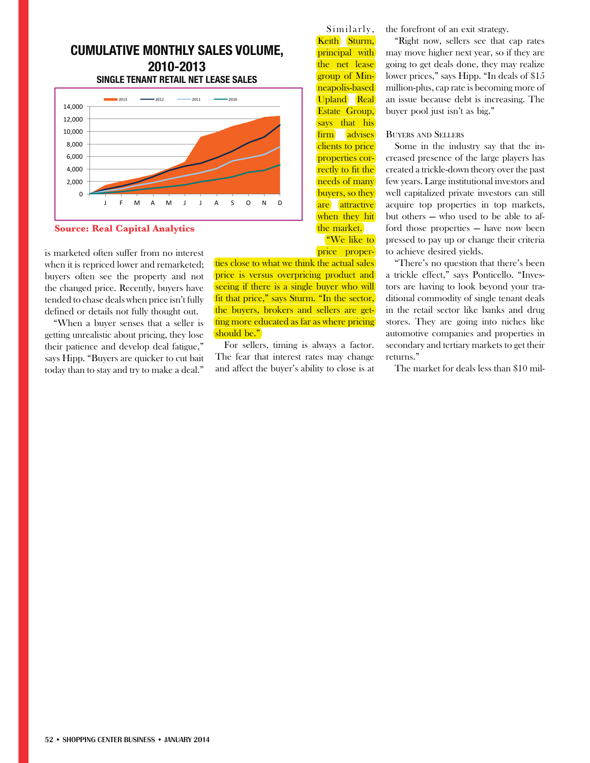## CUMULATIVE MONTHLY SALES VOLUME, 2010-2013

### SINGLE TENANT RETAIL NET LEASE SALES

**Source: Real Capital Analytics**

is marketed often suffer from no interest when it is repriced lower and remarketed; buyers often see the property and not the changed price. Recently, buyers have tended to chase deals when price isn't fully defined or details not fully thought out.

"When a buyer senses that a seller is getting unrealistic about pricing, they lose their patience and develop deal fatigue," says Hipp. "Buyers are quicker to cut bait today than to stay and try to make a deal."

Similarly, Keith Sturm, principal with the net lease group of Minneapolis-based Upland Real Estate Group, says that his firm advises clients to price properties correctly to fit the needs of many buyers, so they are attractive when they hit the market.

"We like to price properties close to what we think the actual sales price is versus overpricing product and seeing if there is a single buyer who will fit that price," says Sturm. "In the sector, the buyers, brokers and sellers are getting more educated as far as where pricing should be."

For sellers, timing is always a factor. The fear that interest rates may change and affect the buyer's ability to close is at the forefront of an exit strategy.

"Right now, sellers see that cap rates may move higher next year, so if they are going to get deals done, they may realize lower prices," says Hipp. "In deals of $15 million-plus, cap rate is becoming more of an issue because debt is increasing. The buyer pool just isn't as big."

### Buyers and Sellers

Some in the industry say that the increased presence of the large players has created a trickle-down theory over the past few years. Large institutional investors and well capitalized private investors can still acquire top properties in top markets, but others — who used to be able to afford those properties — have now been pressed to pay up or change their criteria to achieve desired yields.

"There's no question that there's been a trickle effect," says Ponticello. "Investors are having to look beyond your traditional commodity of single tenant deals in the retail sector like banks and drug stores. They are going into niches like automotive companies and properties in secondary and tertiary markets to get their returns."

The market for deals less than $10 mil-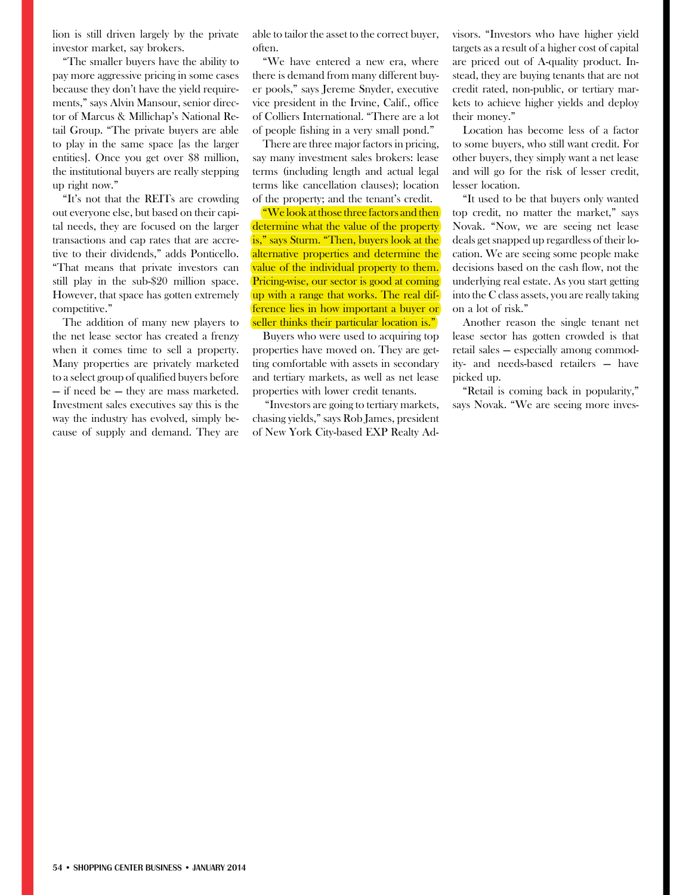lion is still driven largely by the private investor market, say brokers.

"The smaller buyers have the ability to pay more aggressive pricing in some cases because they don't have the yield requirements," says Alvin Mansour, senior director of Marcus & Millichap's National Retail Group. "The private buyers are able to play in the same space [as the larger entities]. Once you get over $8 million, the institutional buyers are really stepping up right now."

"It's not that the REITs are crowding out everyone else, but based on their capital needs, they are focused on the larger transactions and cap rates that are accretive to their dividends," adds Ponticello. "That means that private investors can still play in the sub-$20 million space. However, that space has gotten extremely competitive."

The addition of many new players to the net lease sector has created a frenzy when it comes time to sell a property. Many properties are privately marketed to a select group of qualified buyers before — if need be — they are mass marketed. Investment sales executives say this is the way the industry has evolved, simply because of supply and demand. They are able to tailor the asset to the correct buyer, often.

"We have entered a new era, where there is demand from many different buyer pools," says Jereme Snyder, executive vice president in the Irvine, Calif., office of Colliers International. "There are a lot of people fishing in a very small pond."

There are three major factors in pricing, say many investment sales brokers: lease terms (including length and actual legal terms like cancellation clauses); location of the property; and the tenant's credit.

"We look at those three factors and then determine what the value of the property is," says Sturm. "Then, buyers look at the alternative properties and determine the value of the individual property to them. Pricing-wise, our sector is good at coming up with a range that works. The real difference lies in how important a buyer or seller thinks their particular location is."

Buyers who were used to acquiring top properties have moved on. They are getting comfortable with assets in secondary and tertiary markets, as well as net lease properties with lower credit tenants.

"Investors are going to tertiary markets, chasing yields," says Rob James, president of New York City-based EXP Realty Advisors. "Investors who have higher yield targets as a result of a higher cost of capital are priced out of A-quality product. Instead, they are buying tenants that are not credit rated, non-public, or tertiary markets to achieve higher yields and deploy their money."

Location has become less of a factor to some buyers, who still want credit. For other buyers, they simply want a net lease and will go for the risk of lesser credit, lesser location.

"It used to be that buyers only wanted top credit, no matter the market," says Novak. "Now, we are seeing net lease deals get snapped up regardless of their location. We are seeing some people make decisions based on the cash flow, not the underlying real estate. As you start getting into the C class assets, you are really taking on a lot of risk."

Another reason the single tenant net lease sector has gotten crowded is that retail sales — especially among commodity- and needs-based retailers — have picked up.

"Retail is coming back in popularity," says Novak. "We are seeing more inves-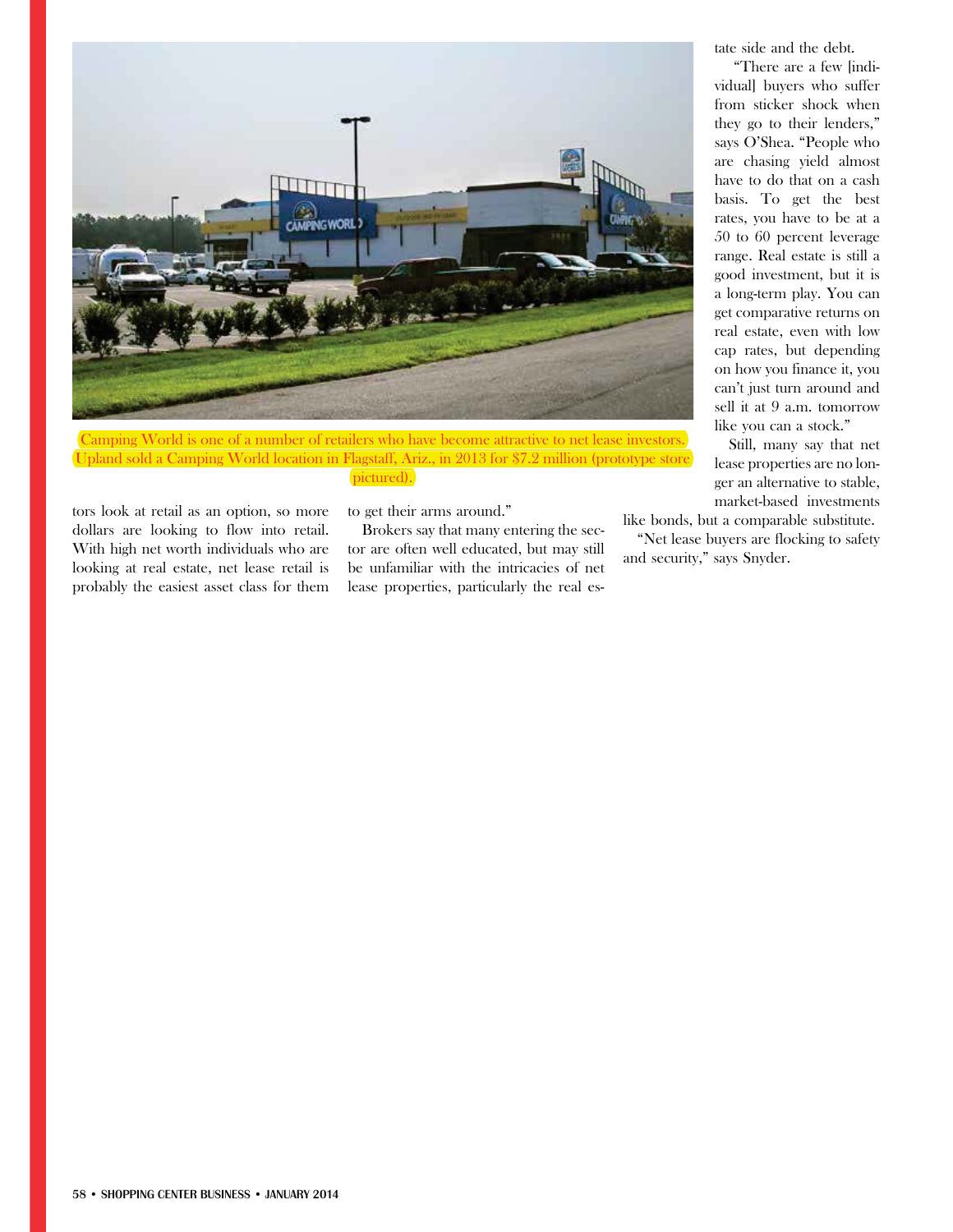Camping World is one of a number of retailers who have become attractive to net lease investors. Upland sold a Camping World location in Flagstaff, Ariz., in 2013 for $7.2 million (prototype store pictured).

tors look at retail as an option, so more dollars are looking to flow into retail. With high net worth individuals who are looking at real estate, net lease retail is probably the easiest asset class for them to get their arms around."

Brokers say that many entering the sector are often well educated, but may still be unfamiliar with the intricacies of net lease properties, particularly the real estate side and the debt.

"There are a few [individual] buyers who suffer from sticker shock when they go to their lenders," says O'Shea. "People who are chasing yield almost have to do that on a cash basis. To get the best rates, you have to be at a 50 to 60 percent leverage range. Real estate is still a good investment, but it is a long-term play. You can get comparative returns on real estate, even with low cap rates, but depending on how you finance it, you can't just turn around and sell it at 9 a.m. tomorrow like you can a stock."

Still, many say that net lease properties are no longer an alternative to stable, market-based investments like bonds, but a comparable substitute.

"Net lease buyers are flocking to safety and security," says Snyder.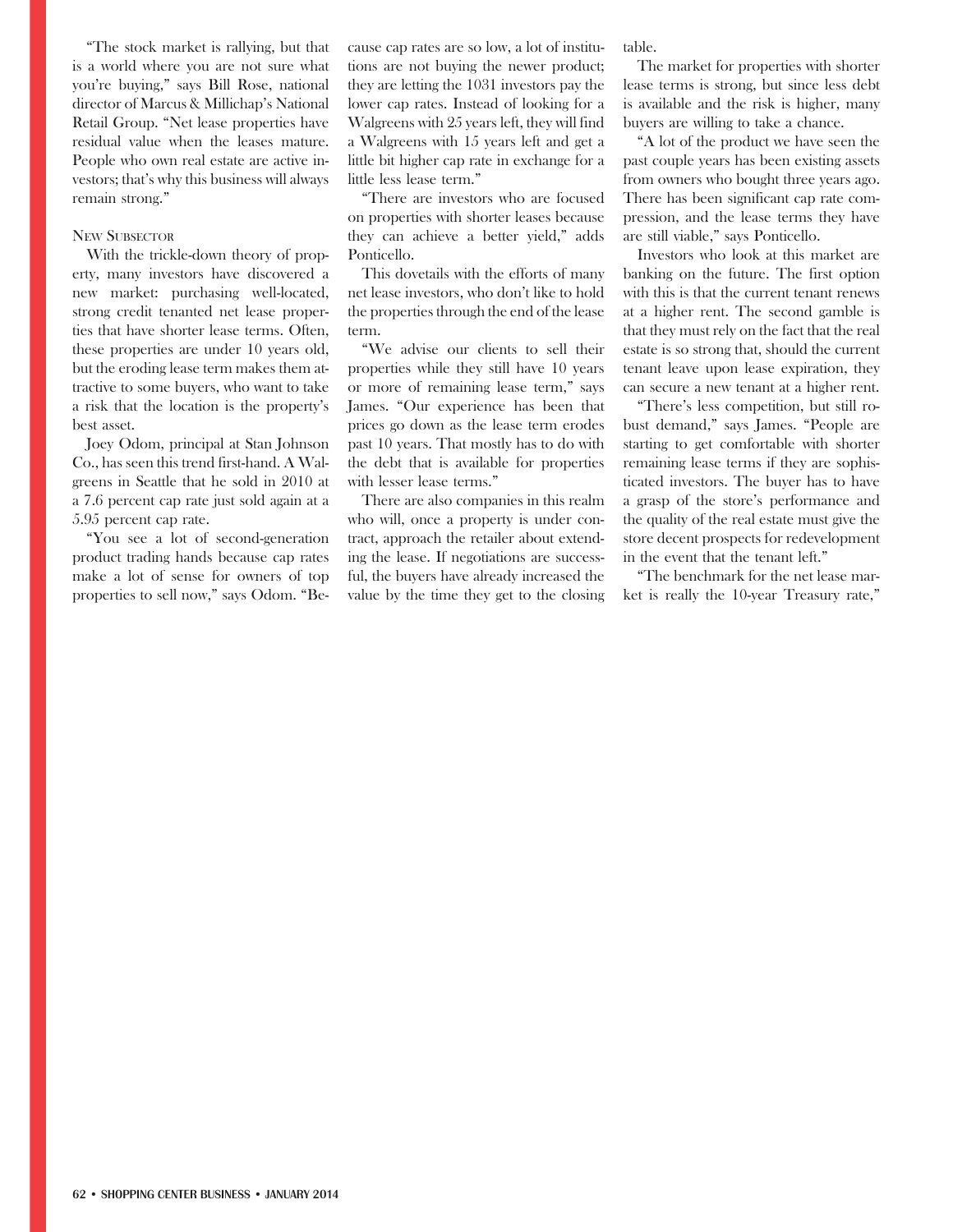"The stock market is rallying, but that is a world where you are not sure what you're buying," says Bill Rose, national director of Marcus & Millichap's National Retail Group. "Net lease properties have residual value when the leases mature. People who own real estate are active investors; that's why this business will always remain strong."

### New Subsector

With the trickle-down theory of property, many investors have discovered a new market: purchasing well-located, strong credit tenanted net lease properties that have shorter lease terms. Often, these properties are under 10 years old, but the eroding lease term makes them attractive to some buyers, who want to take a risk that the location is the property's best asset.

Joey Odom, principal at Stan Johnson Co., has seen this trend first-hand. A Walgreens in Seattle that he sold in 2010 at a 7.6 percent cap rate just sold again at a 5.95 percent cap rate.

"You see a lot of second-generation product trading hands because cap rates make a lot of sense for owners of top properties to sell now," says Odom. "Because cap rates are so low, a lot of institutions are not buying the newer product; they are letting the 1031 investors pay the lower cap rates. Instead of looking for a Walgreens with 25 years left, they will find a Walgreens with 15 years left and get a little bit higher cap rate in exchange for a little less lease term."

"There are investors who are focused on properties with shorter leases because they can achieve a better yield," adds Ponticello.

This dovetails with the efforts of many net lease investors, who don't like to hold the properties through the end of the lease term.

"We advise our clients to sell their properties while they still have 10 years or more of remaining lease term," says James. "Our experience has been that prices go down as the lease term erodes past 10 years. That mostly has to do with the debt that is available for properties with lesser lease terms."

There are also companies in this realm who will, once a property is under contract, approach the retailer about extending the lease. If negotiations are successful, the buyers have already increased the value by the time they get to the closing table.

The market for properties with shorter lease terms is strong, but since less debt is available and the risk is higher, many buyers are willing to take a chance.

"A lot of the product we have seen the past couple years has been existing assets from owners who bought three years ago. There has been significant cap rate compression, and the lease terms they have are still viable," says Ponticello.

Investors who look at this market are banking on the future. The first option with this is that the current tenant renews at a higher rent. The second gamble is that they must rely on the fact that the real estate is so strong that, should the current tenant leave upon lease expiration, they can secure a new tenant at a higher rent.

"There's less competition, but still robust demand," says James. "People are starting to get comfortable with shorter remaining lease terms if they are sophisticated investors. The buyer has to have a grasp of the store's performance and the quality of the real estate must give the store decent prospects for redevelopment in the event that the tenant left."

"The benchmark for the net lease market is really the 10-year Treasury rate,"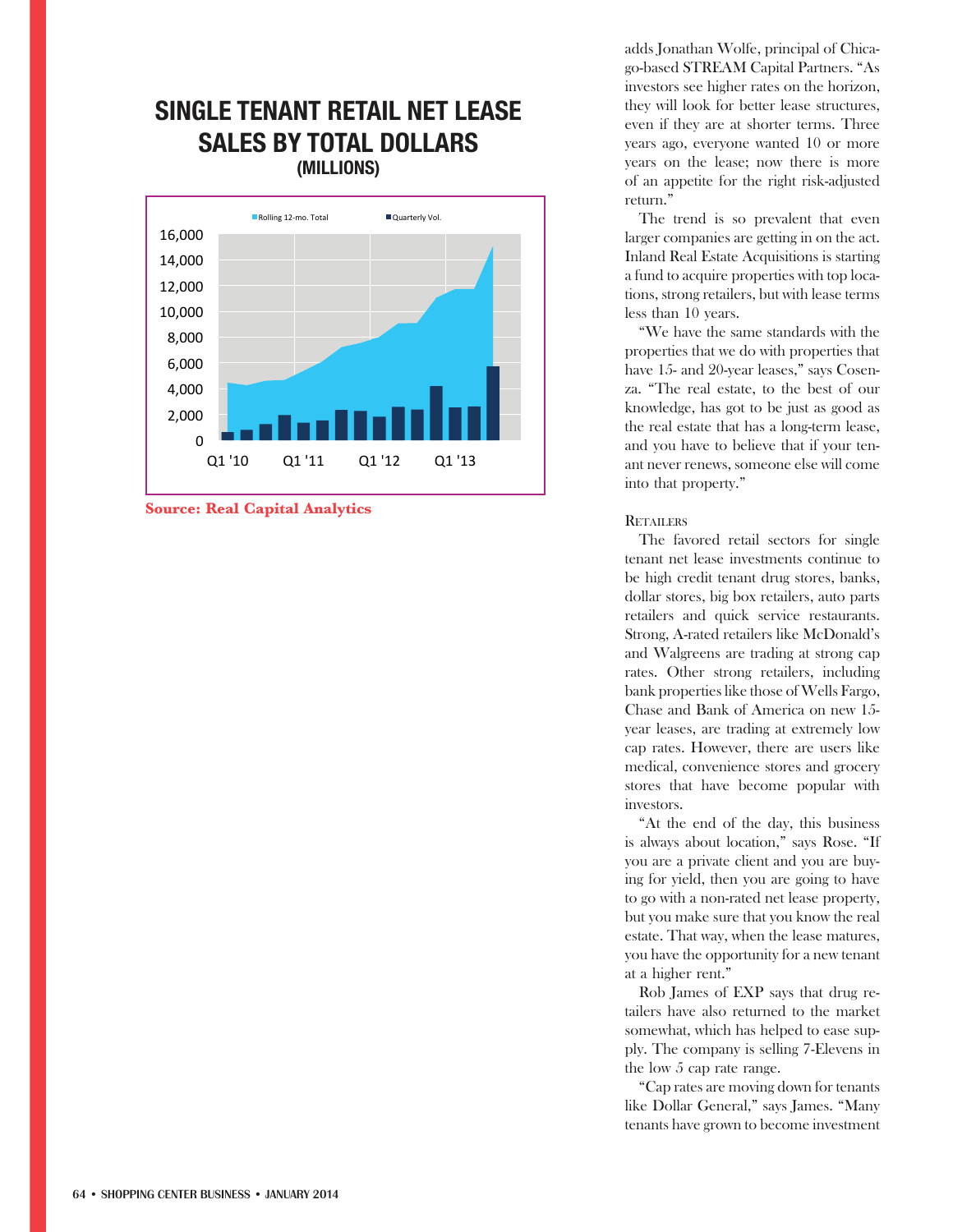## SINGLE TENANT RETAIL NET LEASE SALES BY TOTAL DOLLARS

**(MILLIONS)**

Source: Real Capital Analytics

adds Jonathan Wolfe, principal of Chicago-based STREAM Capital Partners. "As investors see higher rates on the horizon, they will look for better lease structures, even if they are at shorter terms. Three years ago, everyone wanted 10 or more years on the lease; now there is more of an appetite for the right risk-adjusted return."

The trend is so prevalent that even larger companies are getting in on the act. Inland Real Estate Acquisitions is starting a fund to acquire properties with top locations, strong retailers, but with lease terms less than 10 years.

"We have the same standards with the properties that we do with properties that have 15- and 20-year leases," says Cosenza. "The real estate, to the best of our knowledge, has got to be just as good as the real estate that has a long-term lease, and you have to believe that if your tenant never renews, someone else will come into that property."

### Retailers

The favored retail sectors for single tenant net lease investments continue to be high credit tenant drug stores, banks, dollar stores, big box retailers, auto parts retailers and quick service restaurants. Strong, A-rated retailers like McDonald's and Walgreens are trading at strong cap rates. Other strong retailers, including bank properties like those of Wells Fargo, Chase and Bank of America on new 15-year leases, are trading at extremely low cap rates. However, there are users like medical, convenience stores and grocery stores that have become popular with investors.

"At the end of the day, this business is always about location," says Rose. "If you are a private client and you are buying for yield, then you are going to have to go with a non-rated net lease property, but you make sure that you know the real estate. That way, when the lease matures, you have the opportunity for a new tenant at a higher rent."

Rob James of EXP says that drug retailers have also returned to the market somewhat, which has helped to ease supply. The company is selling 7-Elevens in the low 5 cap rate range.

"Cap rates are moving down for tenants like Dollar General," says James. "Many tenants have grown to become investment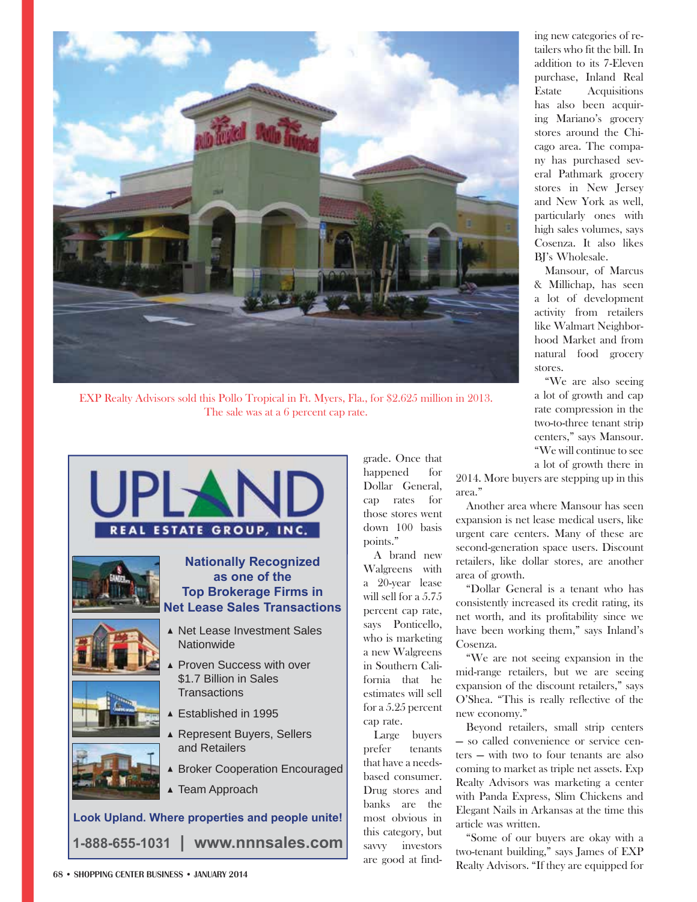EXP Realty Advisors sold this Pollo Tropical in Ft. Myers, Fla., for $2.625 million in 2013. The sale was at a 6 percent cap rate.

**UPLAND REAL ESTATE GROUP, INC.**

**Nationally Recognized as one of the Top Brokerage Firms in Net Lease Sales Transactions**

- Net Lease Investment Sales Nationwide
- Proven Success with over $1.7 Billion in Sales Transactions
- Established in 1995
- Represent Buyers, Sellers and Retailers
- Broker Cooperation Encouraged
- Team Approach

**Look Upland. Where properties and people unite!**

**1-888-655-1031 | www.nnnsales.com**

grade. Once that happened for Dollar General, cap rates for those stores went down 100 basis points."

A brand new Walgreens with a 20-year lease will sell for a 5.75 percent cap rate, says Ponticello, who is marketing a new Walgreens in Southern California that he estimates will sell for a 5.25 percent cap rate.

Large buyers prefer tenants that have a needs-based consumer. Drug stores and banks are the most obvious in this category, but savvy investors are good at finding new categories of retailers who fit the bill. In addition to its 7-Eleven purchase, Inland Real Estate Acquisitions has also been acquiring Mariano's grocery stores around the Chicago area. The company has purchased several Pathmark grocery stores in New Jersey and New York as well, particularly ones with high sales volumes, says Cosenza. It also likes BJ's Wholesale.

Mansour, of Marcus & Millichap, has seen a lot of development activity from retailers like Walmart Neighborhood Market and from natural food grocery stores.

"We are also seeing a lot of growth and cap rate compression in the two-to-three tenant strip centers," says Mansour. "We will continue to see a lot of growth there in 2014. More buyers are stepping up in this area."

Another area where Mansour has seen expansion is net lease medical users, like urgent care centers. Many of these are second-generation space users. Discount retailers, like dollar stores, are another area of growth.

"Dollar General is a tenant who has consistently increased its credit rating, its net worth, and its profitability since we have been working them," says Inland's Cosenza.

"We are not seeing expansion in the mid-range retailers, but we are seeing expansion of the discount retailers," says O'Shea. "This is really reflective of the new economy."

Beyond retailers, small strip centers — so called convenience or service centers — with two to four tenants are also coming to market as triple net assets. Exp Realty Advisors was marketing a center with Panda Express, Slim Chickens and Elegant Nails in Arkansas at the time this article was written.

"Some of our buyers are okay with a two-tenant building," says James of EXP Realty Advisors. "If they are equipped for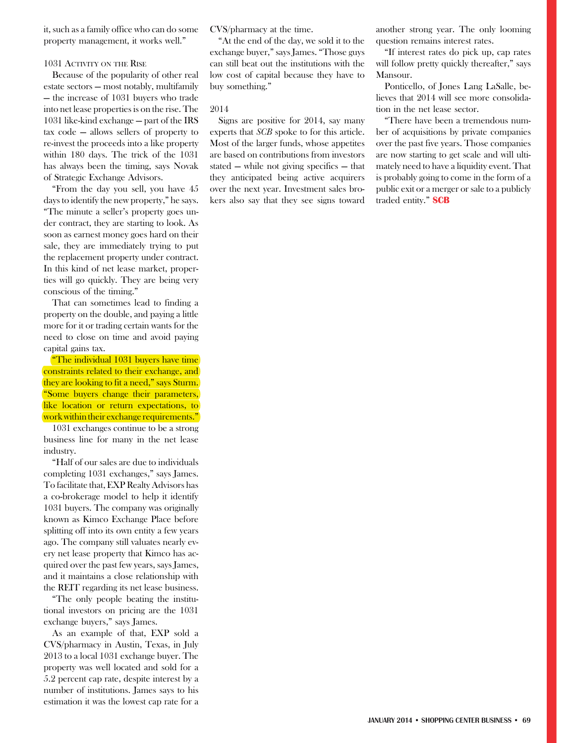it, such as a family office who can do some property management, it works well."

### 1031 Activity on the Rise

Because of the popularity of other real estate sectors — most notably, multifamily — the increase of 1031 buyers who trade into net lease properties is on the rise. The 1031 like-kind exchange — part of the IRS tax code — allows sellers of property to re-invest the proceeds into a like property within 180 days. The trick of the 1031 has always been the timing, says Novak of Strategic Exchange Advisors.

"From the day you sell, you have 45 days to identify the new property," he says. "The minute a seller's property goes under contract, they are starting to look. As soon as earnest money goes hard on their sale, they are immediately trying to put the replacement property under contract. In this kind of net lease market, properties will go quickly. They are being very conscious of the timing."

That can sometimes lead to finding a property on the double, and paying a little more for it or trading certain wants for the need to close on time and avoid paying capital gains tax.

"The individual 1031 buyers have time constraints related to their exchange, and they are looking to fit a need," says Sturm. "Some buyers change their parameters, like location or return expectations, to work within their exchange requirements."

1031 exchanges continue to be a strong business line for many in the net lease industry.

"Half of our sales are due to individuals completing 1031 exchanges," says James. To facilitate that, EXP Realty Advisors has a co-brokerage model to help it identify 1031 buyers. The company was originally known as Kimco Exchange Place before splitting off into its own entity a few years ago. The company still valuates nearly every net lease property that Kimco has acquired over the past few years, says James, and it maintains a close relationship with the REIT regarding its net lease business.

"The only people beating the institutional investors on pricing are the 1031 exchange buyers," says James.

As an example of that, EXP sold a CVS/pharmacy in Austin, Texas, in July 2013 to a local 1031 exchange buyer. The property was well located and sold for a 5.2 percent cap rate, despite interest by a number of institutions. James says to his estimation it was the lowest cap rate for a CVS/pharmacy at the time.

"At the end of the day, we sold it to the exchange buyer," says James. "Those guys can still beat out the institutions with the low cost of capital because they have to buy something."

### 2014

Signs are positive for 2014, say many experts that *SCB* spoke to for this article. Most of the larger funds, whose appetites are based on contributions from investors stated — while not giving specifics — that they anticipated being active acquirers over the next year. Investment sales brokers also say that they see signs toward another strong year. The only looming question remains interest rates.

"If interest rates do pick up, cap rates will follow pretty quickly thereafter," says Mansour.

Ponticello, of Jones Lang LaSalle, believes that 2014 will see more consolidation in the net lease sector.

"There have been a tremendous number of acquisitions by private companies over the past five years. Those companies are now starting to get scale and will ultimately need to have a liquidity event. That is probably going to come in the form of a public exit or a merger or sale to a publicly traded entity." **SCB**